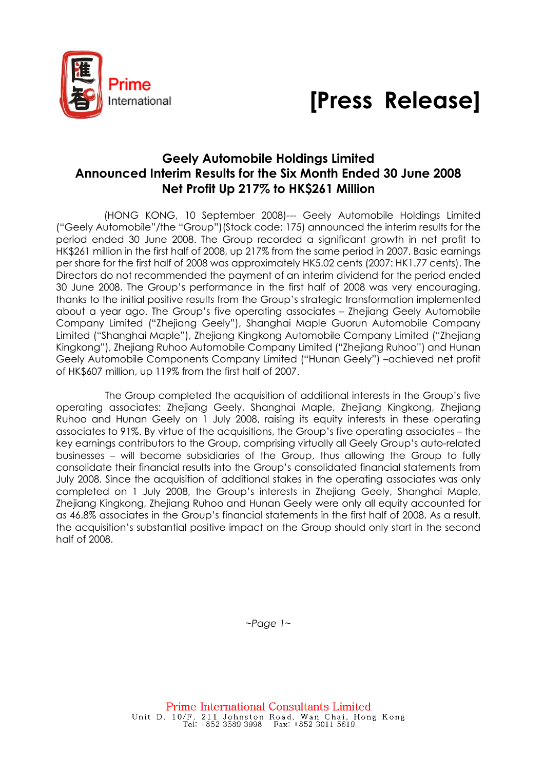# [Press Release]

## Geely Automobile Holdings Limited
## Announced Interim Results for the Six Month Ended 30 June 2008
## Net Profit Up 217% to HK$261 Million

(HONG KONG, 10 September 2008)--- Geely Automobile Holdings Limited ("Geely Automobile"/the "Group")(Stock code: 175) announced the interim results for the period ended 30 June 2008. The Group recorded a significant growth in net profit to HK$261 million in the first half of 2008, up 217% from the same period in 2007. Basic earnings per share for the first half of 2008 was approximately HK5.02 cents (2007: HK1.77 cents). The Directors do not recommended the payment of an interim dividend for the period ended 30 June 2008. The Group's performance in the first half of 2008 was very encouraging, thanks to the initial positive results from the Group's strategic transformation implemented about a year ago. The Group's five operating associates – Zhejiang Geely Automobile Company Limited ("Zhejiang Geely"), Shanghai Maple Guorun Automobile Company Limited ("Shanghai Maple"), Zhejiang Kingkong Automobile Company Limited ("Zhejiang Kingkong"), Zhejiang Ruhoo Automobile Company Limited ("Zhejiang Ruhoo") and Hunan Geely Automobile Components Company Limited ("Hunan Geely") –achieved net profit of HK$607 million, up 119% from the first half of 2007.

The Group completed the acquisition of additional interests in the Group's five operating associates: Zhejiang Geely, Shanghai Maple, Zhejiang Kingkong, Zhejiang Ruhoo and Hunan Geely on 1 July 2008, raising its equity interests in these operating associates to 91%. By virtue of the acquisitions, the Group's five operating associates – the key earnings contributors to the Group, comprising virtually all Geely Group's auto-related businesses – will become subsidiaries of the Group, thus allowing the Group to fully consolidate their financial results into the Group's consolidated financial statements from July 2008. Since the acquisition of additional stakes in the operating associates was only completed on 1 July 2008, the Group's interests in Zhejiang Geely, Shanghai Maple, Zhejiang Kingkong, Zhejiang Ruhoo and Hunan Geely were only all equity accounted for as 46.8% associates in the Group's financial statements in the first half of 2008. As a result, the acquisition's substantial positive impact on the Group should only start in the second half of 2008.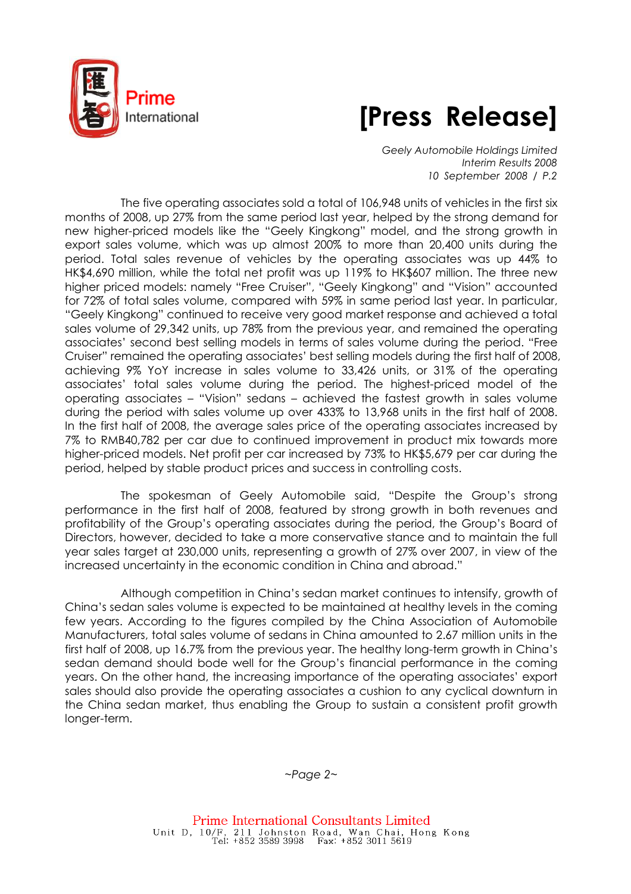The five operating associates sold a total of 106,948 units of vehicles in the first six months of 2008, up 27% from the same period last year, helped by the strong demand for new higher-priced models like the "Geely Kingkong" model, and the strong growth in export sales volume, which was up almost 200% to more than 20,400 units during the period. Total sales revenue of vehicles by the operating associates was up 44% to HK$4,690 million, while the total net profit was up 119% to HK$607 million. The three new higher priced models: namely "Free Cruiser", "Geely Kingkong" and "Vision" accounted for 72% of total sales volume, compared with 59% in same period last year. In particular, "Geely Kingkong" continued to receive very good market response and achieved a total sales volume of 29,342 units, up 78% from the previous year, and remained the operating associates' second best selling models in terms of sales volume during the period. "Free Cruiser" remained the operating associates' best selling models during the first half of 2008, achieving 9% YoY increase in sales volume to 33,426 units, or 31% of the operating associates' total sales volume during the period. The highest-priced model of the operating associates – "Vision" sedans – achieved the fastest growth in sales volume during the period with sales volume up over 433% to 13,968 units in the first half of 2008. In the first half of 2008, the average sales price of the operating associates increased by 7% to RMB40,782 per car due to continued improvement in product mix towards more higher-priced models. Net profit per car increased by 73% to HK$5,679 per car during the period, helped by stable product prices and success in controlling costs.

The spokesman of Geely Automobile said, "Despite the Group's strong performance in the first half of 2008, featured by strong growth in both revenues and profitability of the Group's operating associates during the period, the Group's Board of Directors, however, decided to take a more conservative stance and to maintain the full year sales target at 230,000 units, representing a growth of 27% over 2007, in view of the increased uncertainty in the economic condition in China and abroad."

Although competition in China's sedan market continues to intensify, growth of China's sedan sales volume is expected to be maintained at healthy levels in the coming few years. According to the figures compiled by the China Association of Automobile Manufacturers, total sales volume of sedans in China amounted to 2.67 million units in the first half of 2008, up 16.7% from the previous year. The healthy long-term growth in China's sedan demand should bode well for the Group's financial performance in the coming years. On the other hand, the increasing importance of the operating associates' export sales should also provide the operating associates a cushion to any cyclical downturn in the China sedan market, thus enabling the Group to sustain a consistent profit growth longer-term.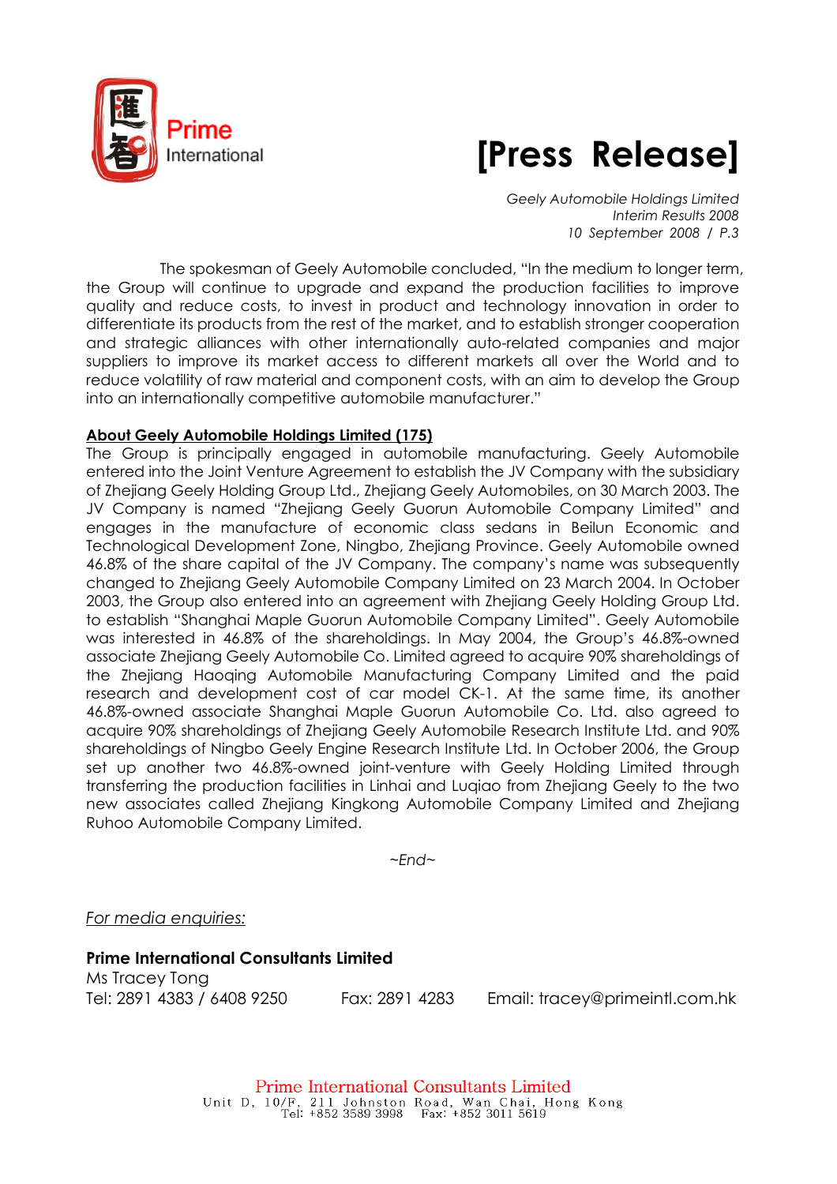The spokesman of Geely Automobile concluded, "In the medium to longer term, the Group will continue to upgrade and expand the production facilities to improve quality and reduce costs, to invest in product and technology innovation in order to differentiate its products from the rest of the market, and to establish stronger cooperation and strategic alliances with other internationally auto-related companies and major suppliers to improve its market access to different markets all over the World and to reduce volatility of raw material and component costs, with an aim to develop the Group into an internationally competitive automobile manufacturer."

**About Geely Automobile Holdings Limited (175)**

The Group is principally engaged in automobile manufacturing. Geely Automobile entered into the Joint Venture Agreement to establish the JV Company with the subsidiary of Zhejiang Geely Holding Group Ltd., Zhejiang Geely Automobiles, on 30 March 2003. The JV Company is named "Zhejiang Geely Guorun Automobile Company Limited" and engages in the manufacture of economic class sedans in Beilun Economic and Technological Development Zone, Ningbo, Zhejiang Province. Geely Automobile owned 46.8% of the share capital of the JV Company. The company's name was subsequently changed to Zhejiang Geely Automobile Company Limited on 23 March 2004. In October 2003, the Group also entered into an agreement with Zhejiang Geely Holding Group Ltd. to establish "Shanghai Maple Guorun Automobile Company Limited". Geely Automobile was interested in 46.8% of the shareholdings. In May 2004, the Group's 46.8%-owned associate Zhejiang Geely Automobile Co. Limited agreed to acquire 90% shareholdings of the Zhejiang Haoqing Automobile Manufacturing Company Limited and the paid research and development cost of car model CK-1. At the same time, its another 46.8%-owned associate Shanghai Maple Guorun Automobile Co. Ltd. also agreed to acquire 90% shareholdings of Zhejiang Geely Automobile Research Institute Ltd. and 90% shareholdings of Ningbo Geely Engine Research Institute Ltd. In October 2006, the Group set up another two 46.8%-owned joint-venture with Geely Holding Limited through transferring the production facilities in Linhai and Luqiao from Zhejiang Geely to the two new associates called Zhejiang Kingkong Automobile Company Limited and Zhejiang Ruhoo Automobile Company Limited.

~End~

*For media enquiries:*

**Prime International Consultants Limited**
Ms Tracey Tong
Tel: 2891 4383 / 6408 9250 Fax: 2891 4283 Email: tracey@primeintl.com.hk